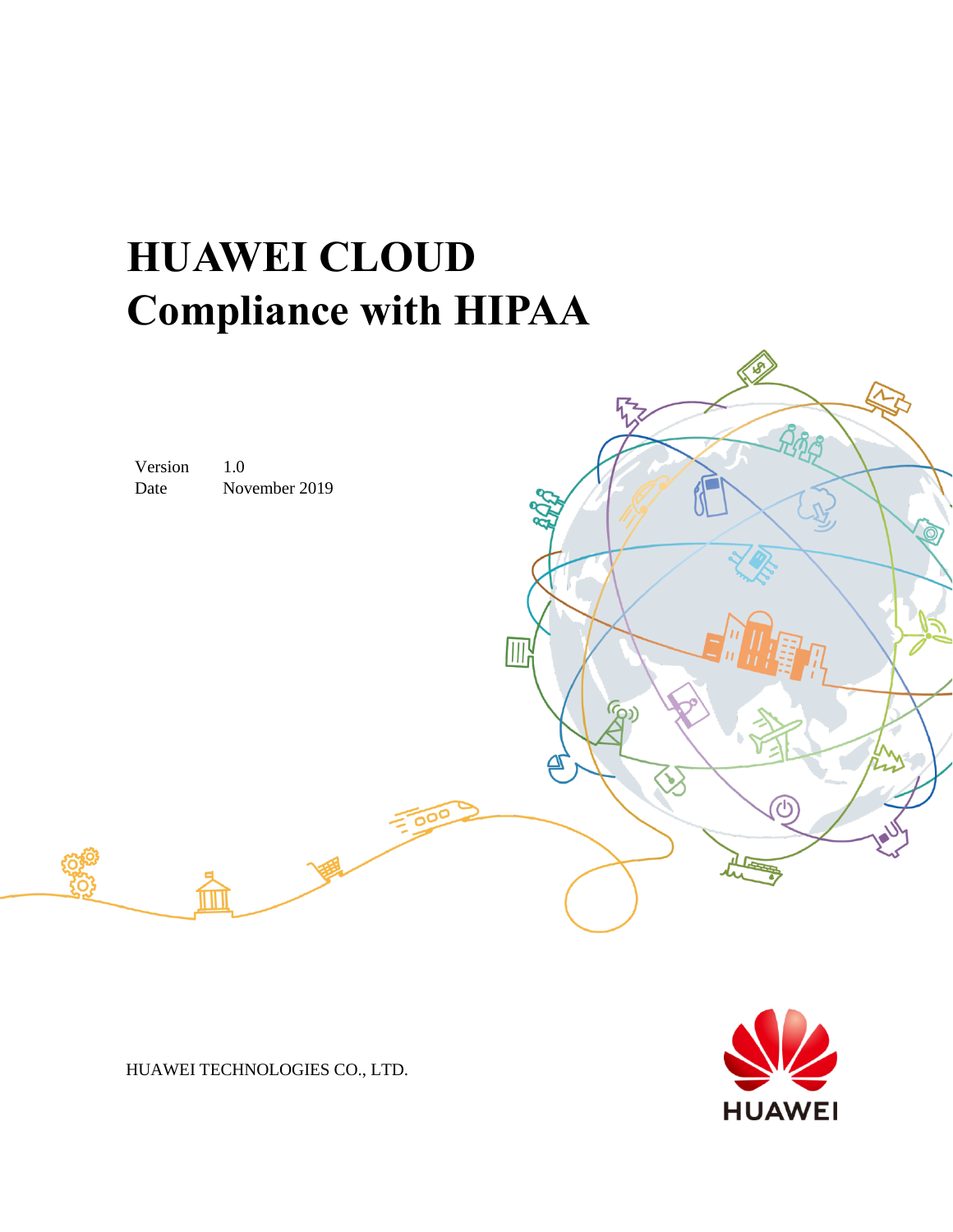# HUAWEI CLOUD Compliance with HIPAA

| | |
|---|---|
| Version | 1.0 |
| Date | November 2019 |

HUAWEI TECHNOLOGIES CO., LTD.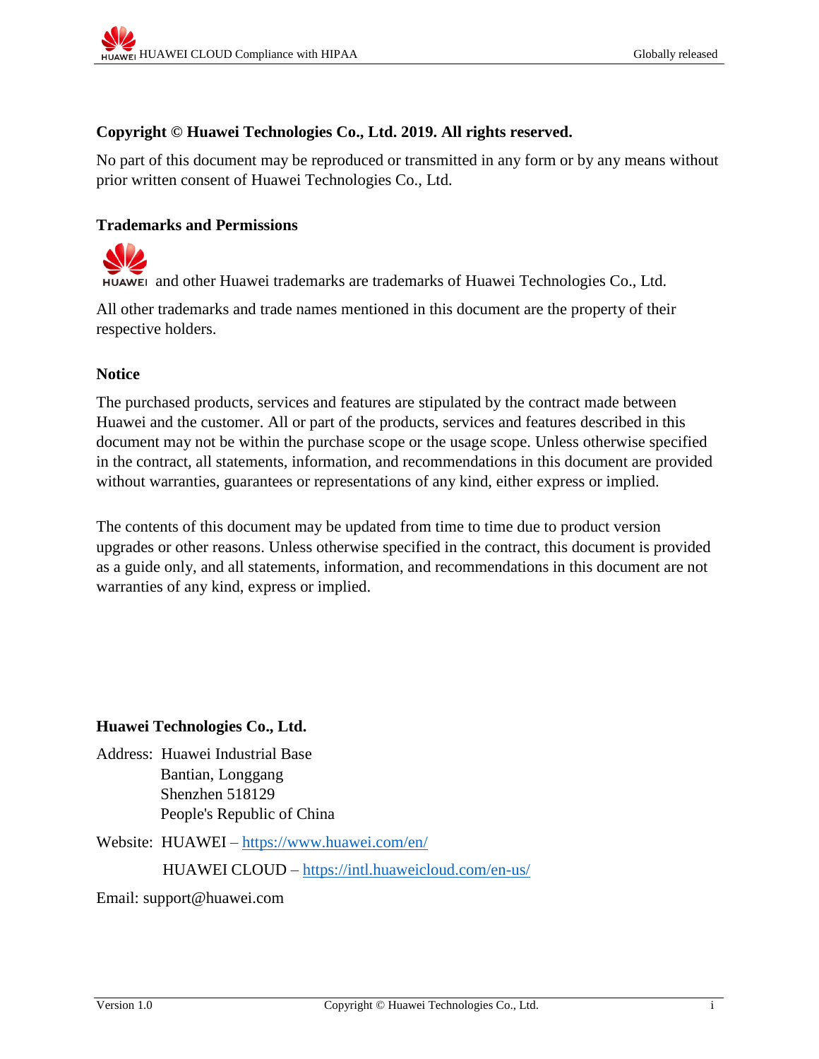**Copyright © Huawei Technologies Co., Ltd. 2019. All rights reserved.**

No part of this document may be reproduced or transmitted in any form or by any means without prior written consent of Huawei Technologies Co., Ltd.

**Trademarks and Permissions**

HUAWEI and other Huawei trademarks are trademarks of Huawei Technologies Co., Ltd.

All other trademarks and trade names mentioned in this document are the property of their respective holders.

**Notice**

The purchased products, services and features are stipulated by the contract made between Huawei and the customer. All or part of the products, services and features described in this document may not be within the purchase scope or the usage scope. Unless otherwise specified in the contract, all statements, information, and recommendations in this document are provided without warranties, guarantees or representations of any kind, either express or implied.

The contents of this document may be updated from time to time due to product version upgrades or other reasons. Unless otherwise specified in the contract, this document is provided as a guide only, and all statements, information, and recommendations in this document are not warranties of any kind, express or implied.

**Huawei Technologies Co., Ltd.**

Address: Huawei Industrial Base
Bantian, Longgang
Shenzhen 518129
People's Republic of China

Website: HUAWEI – https://www.huawei.com/en/

HUAWEI CLOUD – https://intl.huaweicloud.com/en-us/

Email: support@huawei.com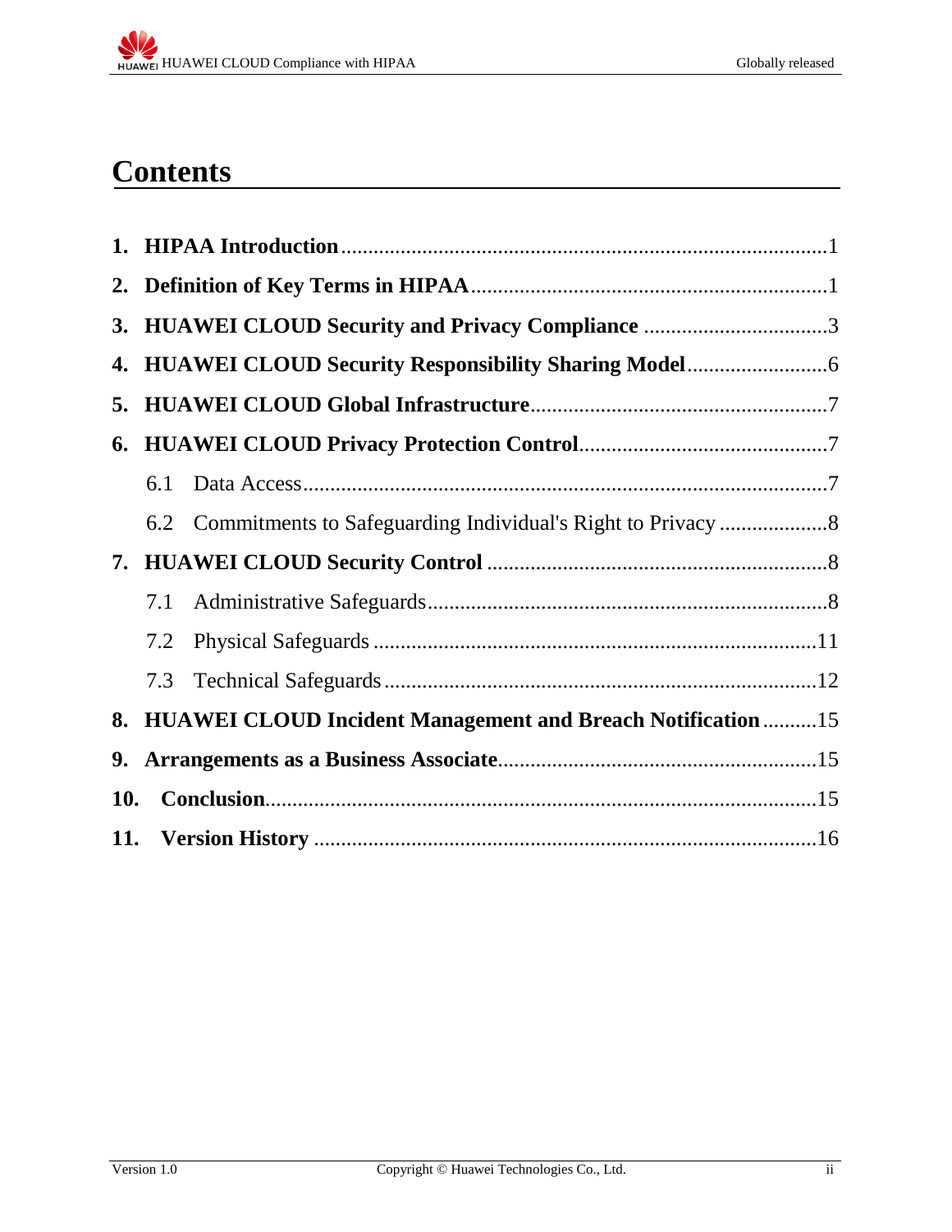# Contents

1. **HIPAA Introduction** ........................................................................................ 1
2. **Definition of Key Terms in HIPAA** ................................................................ 1
3. **HUAWEI CLOUD Security and Privacy Compliance** ................................ 3
4. **HUAWEI CLOUD Security Responsibility Sharing Model** ......................... 6
5. **HUAWEI CLOUD Global Infrastructure** ..................................................... 7
6. **HUAWEI CLOUD Privacy Protection Control** ............................................ 7
   - 6.1 Data Access ............................................................................................... 7
   - 6.2 Commitments to Safeguarding Individual's Right to Privacy .................... 8
7. **HUAWEI CLOUD Security Control** ............................................................. 8
   - 7.1 Administrative Safeguards ........................................................................ 8
   - 7.2 Physical Safeguards ................................................................................ 11
   - 7.3 Technical Safeguards .............................................................................. 12
8. **HUAWEI CLOUD Incident Management and Breach Notification** .......... 15
9. **Arrangements as a Business Associate** ...................................................... 15
10. **Conclusion** .................................................................................................... 15
11. **Version History** ........................................................................................... 16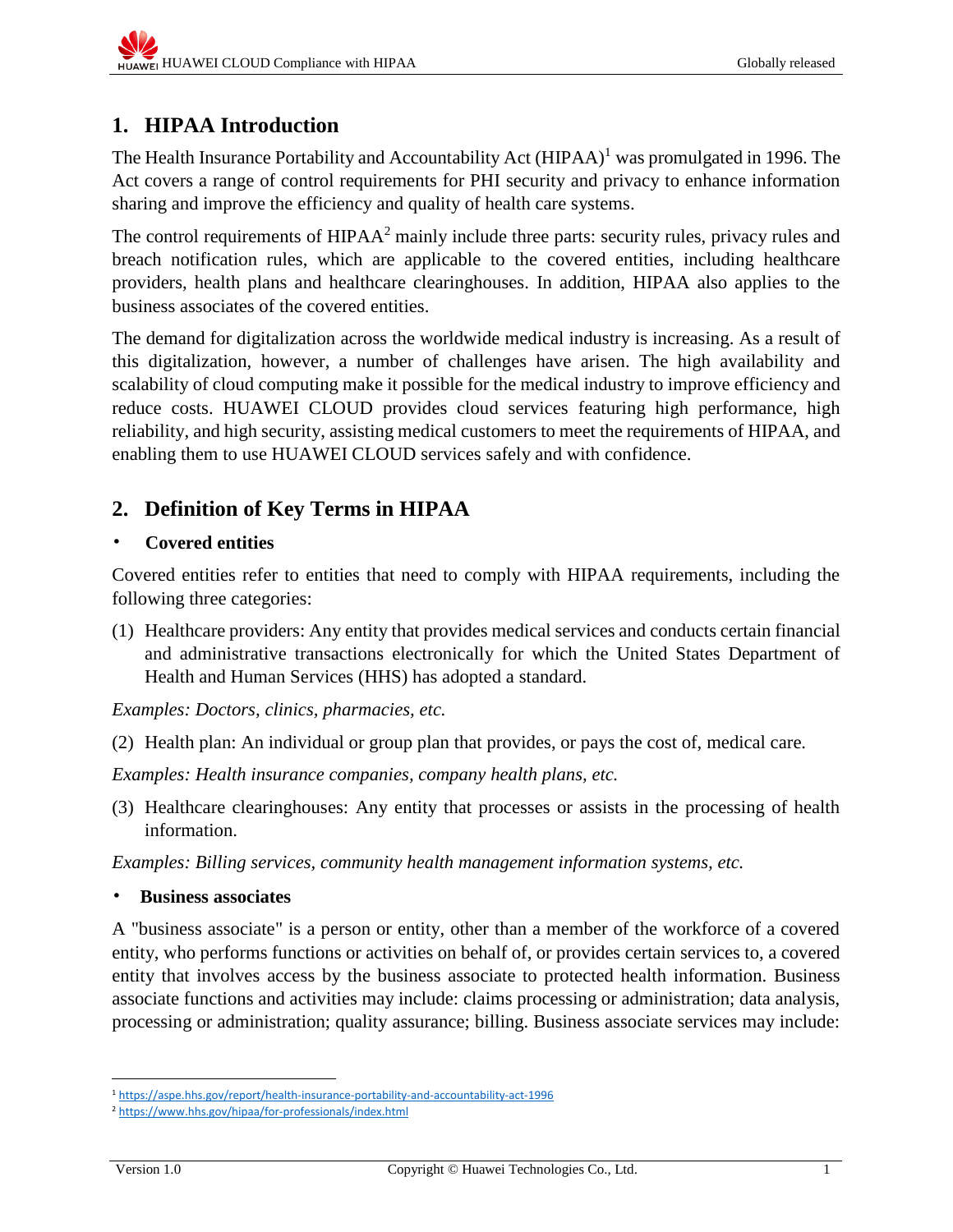# 1. HIPAA Introduction

The Health Insurance Portability and Accountability Act (HIPAA)[1] was promulgated in 1996. The Act covers a range of control requirements for PHI security and privacy to enhance information sharing and improve the efficiency and quality of health care systems.

The control requirements of HIPAA[2] mainly include three parts: security rules, privacy rules and breach notification rules, which are applicable to the covered entities, including healthcare providers, health plans and healthcare clearinghouses. In addition, HIPAA also applies to the business associates of the covered entities.

The demand for digitalization across the worldwide medical industry is increasing. As a result of this digitalization, however, a number of challenges have arisen. The high availability and scalability of cloud computing make it possible for the medical industry to improve efficiency and reduce costs. HUAWEI CLOUD provides cloud services featuring high performance, high reliability, and high security, assisting medical customers to meet the requirements of HIPAA, and enabling them to use HUAWEI CLOUD services safely and with confidence.

# 2. Definition of Key Terms in HIPAA

- **Covered entities**

Covered entities refer to entities that need to comply with HIPAA requirements, including the following three categories:

(1) Healthcare providers: Any entity that provides medical services and conducts certain financial and administrative transactions electronically for which the United States Department of Health and Human Services (HHS) has adopted a standard.

*Examples: Doctors, clinics, pharmacies, etc.*

(2) Health plan: An individual or group plan that provides, or pays the cost of, medical care.

*Examples: Health insurance companies, company health plans, etc.*

(3) Healthcare clearinghouses: Any entity that processes or assists in the processing of health information.

*Examples: Billing services, community health management information systems, etc.*

- **Business associates**

A "business associate" is a person or entity, other than a member of the workforce of a covered entity, who performs functions or activities on behalf of, or provides certain services to, a covered entity that involves access by the business associate to protected health information. Business associate functions and activities may include: claims processing or administration; data analysis, processing or administration; quality assurance; billing. Business associate services may include:

---

[1] https://aspe.hhs.gov/report/health-insurance-portability-and-accountability-act-1996

[2] https://www.hhs.gov/hipaa/for-professionals/index.html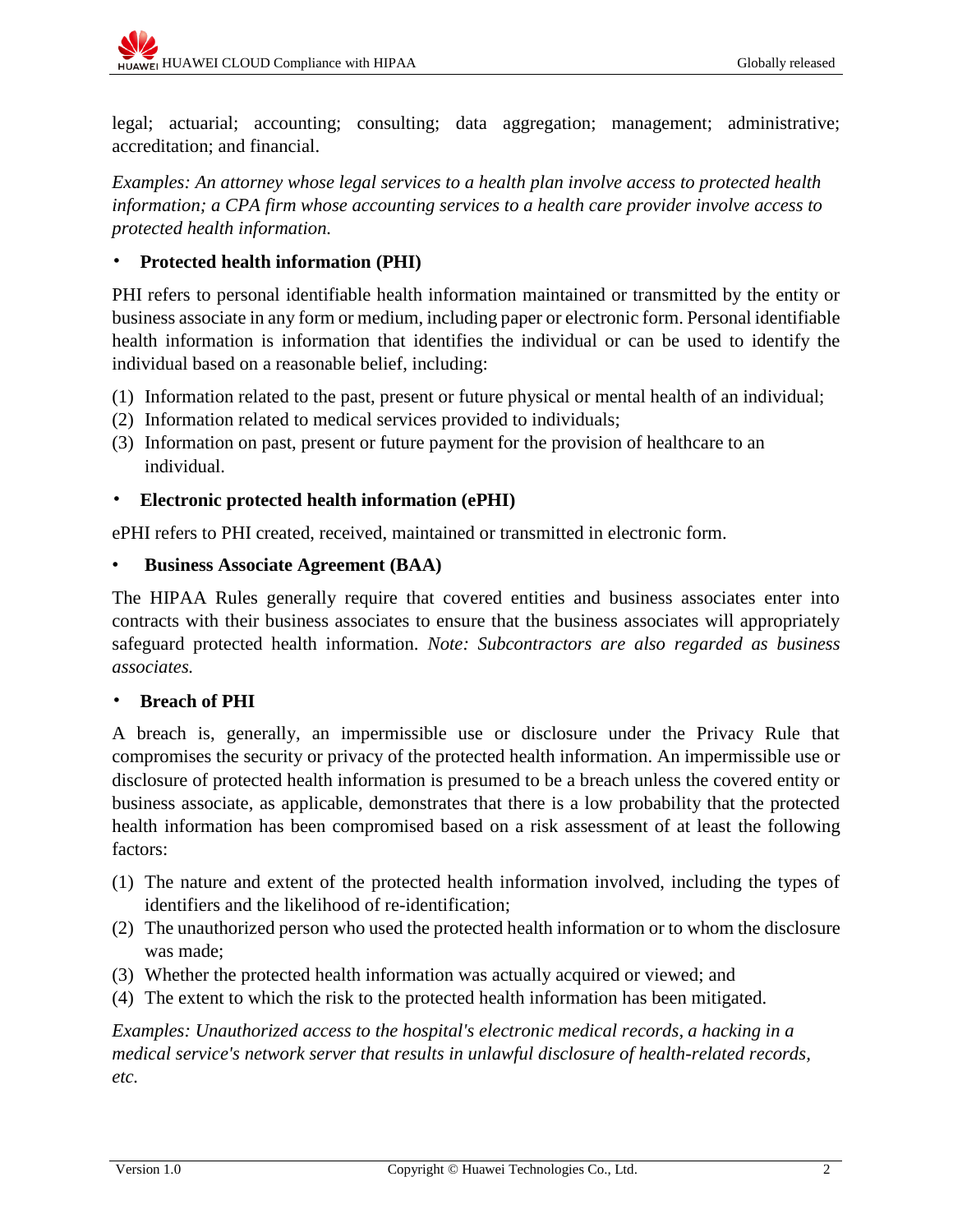legal; actuarial; accounting; consulting; data aggregation; management; administrative; accreditation; and financial.

*Examples: An attorney whose legal services to a health plan involve access to protected health information; a CPA firm whose accounting services to a health care provider involve access to protected health information.*

- **Protected health information (PHI)**

PHI refers to personal identifiable health information maintained or transmitted by the entity or business associate in any form or medium, including paper or electronic form. Personal identifiable health information is information that identifies the individual or can be used to identify the individual based on a reasonable belief, including:

(1) Information related to the past, present or future physical or mental health of an individual;
(2) Information related to medical services provided to individuals;
(3) Information on past, present or future payment for the provision of healthcare to an individual.

- **Electronic protected health information (ePHI)**

ePHI refers to PHI created, received, maintained or transmitted in electronic form.

- **Business Associate Agreement (BAA)**

The HIPAA Rules generally require that covered entities and business associates enter into contracts with their business associates to ensure that the business associates will appropriately safeguard protected health information. *Note: Subcontractors are also regarded as business associates.*

- **Breach of PHI**

A breach is, generally, an impermissible use or disclosure under the Privacy Rule that compromises the security or privacy of the protected health information. An impermissible use or disclosure of protected health information is presumed to be a breach unless the covered entity or business associate, as applicable, demonstrates that there is a low probability that the protected health information has been compromised based on a risk assessment of at least the following factors:

(1) The nature and extent of the protected health information involved, including the types of identifiers and the likelihood of re-identification;
(2) The unauthorized person who used the protected health information or to whom the disclosure was made;
(3) Whether the protected health information was actually acquired or viewed; and
(4) The extent to which the risk to the protected health information has been mitigated.

*Examples: Unauthorized access to the hospital's electronic medical records, a hacking in a medical service's network server that results in unlawful disclosure of health-related records, etc.*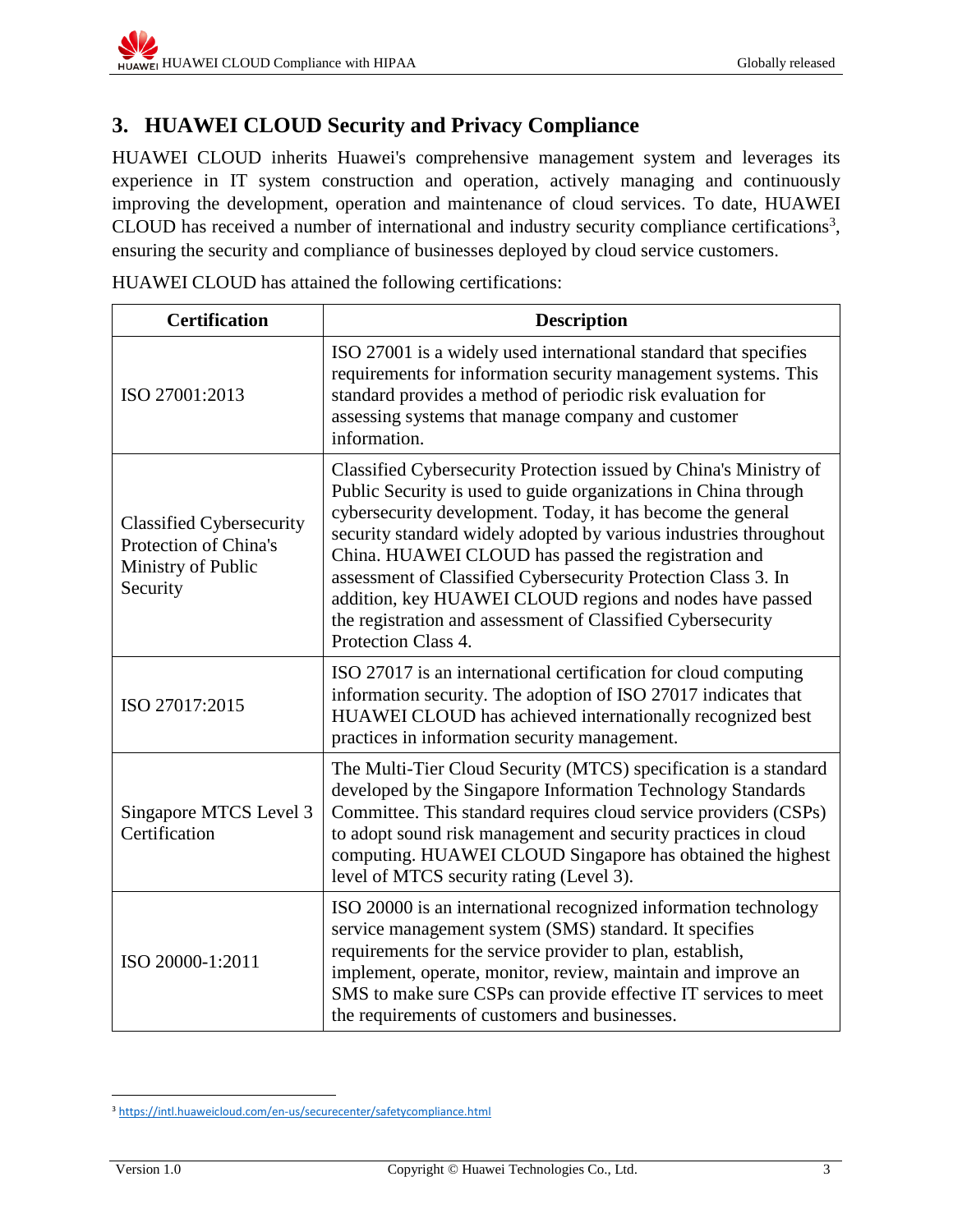# 3. HUAWEI CLOUD Security and Privacy Compliance

HUAWEI CLOUD inherits Huawei's comprehensive management system and leverages its experience in IT system construction and operation, actively managing and continuously improving the development, operation and maintenance of cloud services. To date, HUAWEI CLOUD has received a number of international and industry security compliance certifications[3], ensuring the security and compliance of businesses deployed by cloud service customers.

HUAWEI CLOUD has attained the following certifications:

| Certification | Description |
|---|---|
| ISO 27001:2013 | ISO 27001 is a widely used international standard that specifies requirements for information security management systems. This standard provides a method of periodic risk evaluation for assessing systems that manage company and customer information. |
| Classified Cybersecurity Protection of China's Ministry of Public Security | Classified Cybersecurity Protection issued by China's Ministry of Public Security is used to guide organizations in China through cybersecurity development. Today, it has become the general security standard widely adopted by various industries throughout China. HUAWEI CLOUD has passed the registration and assessment of Classified Cybersecurity Protection Class 3. In addition, key HUAWEI CLOUD regions and nodes have passed the registration and assessment of Classified Cybersecurity Protection Class 4. |
| ISO 27017:2015 | ISO 27017 is an international certification for cloud computing information security. The adoption of ISO 27017 indicates that HUAWEI CLOUD has achieved internationally recognized best practices in information security management. |
| Singapore MTCS Level 3 Certification | The Multi-Tier Cloud Security (MTCS) specification is a standard developed by the Singapore Information Technology Standards Committee. This standard requires cloud service providers (CSPs) to adopt sound risk management and security practices in cloud computing. HUAWEI CLOUD Singapore has obtained the highest level of MTCS security rating (Level 3). |
| ISO 20000-1:2011 | ISO 20000 is an international recognized information technology service management system (SMS) standard. It specifies requirements for the service provider to plan, establish, implement, operate, monitor, review, maintain and improve an SMS to make sure CSPs can provide effective IT services to meet the requirements of customers and businesses. |

[3] https://intl.huaweicloud.com/en-us/securecenter/safetycompliance.html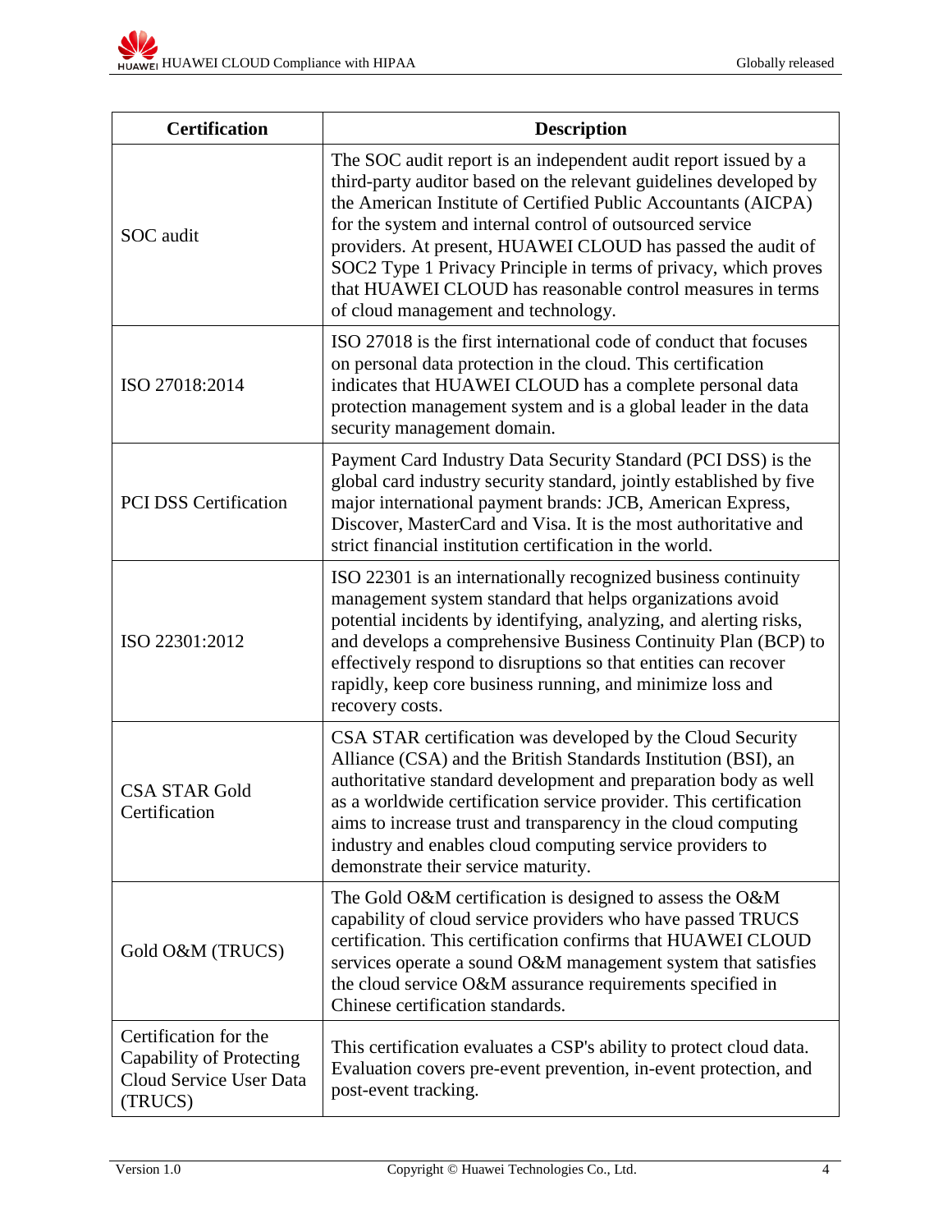| Certification | Description |
| --- | --- |
| SOC audit | The SOC audit report is an independent audit report issued by a third-party auditor based on the relevant guidelines developed by the American Institute of Certified Public Accountants (AICPA) for the system and internal control of outsourced service providers. At present, HUAWEI CLOUD has passed the audit of SOC2 Type 1 Privacy Principle in terms of privacy, which proves that HUAWEI CLOUD has reasonable control measures in terms of cloud management and technology. |
| ISO 27018:2014 | ISO 27018 is the first international code of conduct that focuses on personal data protection in the cloud. This certification indicates that HUAWEI CLOUD has a complete personal data protection management system and is a global leader in the data security management domain. |
| PCI DSS Certification | Payment Card Industry Data Security Standard (PCI DSS) is the global card industry security standard, jointly established by five major international payment brands: JCB, American Express, Discover, MasterCard and Visa. It is the most authoritative and strict financial institution certification in the world. |
| ISO 22301:2012 | ISO 22301 is an internationally recognized business continuity management system standard that helps organizations avoid potential incidents by identifying, analyzing, and alerting risks, and develops a comprehensive Business Continuity Plan (BCP) to effectively respond to disruptions so that entities can recover rapidly, keep core business running, and minimize loss and recovery costs. |
| CSA STAR Gold Certification | CSA STAR certification was developed by the Cloud Security Alliance (CSA) and the British Standards Institution (BSI), an authoritative standard development and preparation body as well as a worldwide certification service provider. This certification aims to increase trust and transparency in the cloud computing industry and enables cloud computing service providers to demonstrate their service maturity. |
| Gold O&M (TRUCS) | The Gold O&M certification is designed to assess the O&M capability of cloud service providers who have passed TRUCS certification. This certification confirms that HUAWEI CLOUD services operate a sound O&M management system that satisfies the cloud service O&M assurance requirements specified in Chinese certification standards. |
| Certification for the Capability of Protecting Cloud Service User Data (TRUCS) | This certification evaluates a CSP's ability to protect cloud data. Evaluation covers pre-event prevention, in-event protection, and post-event tracking. |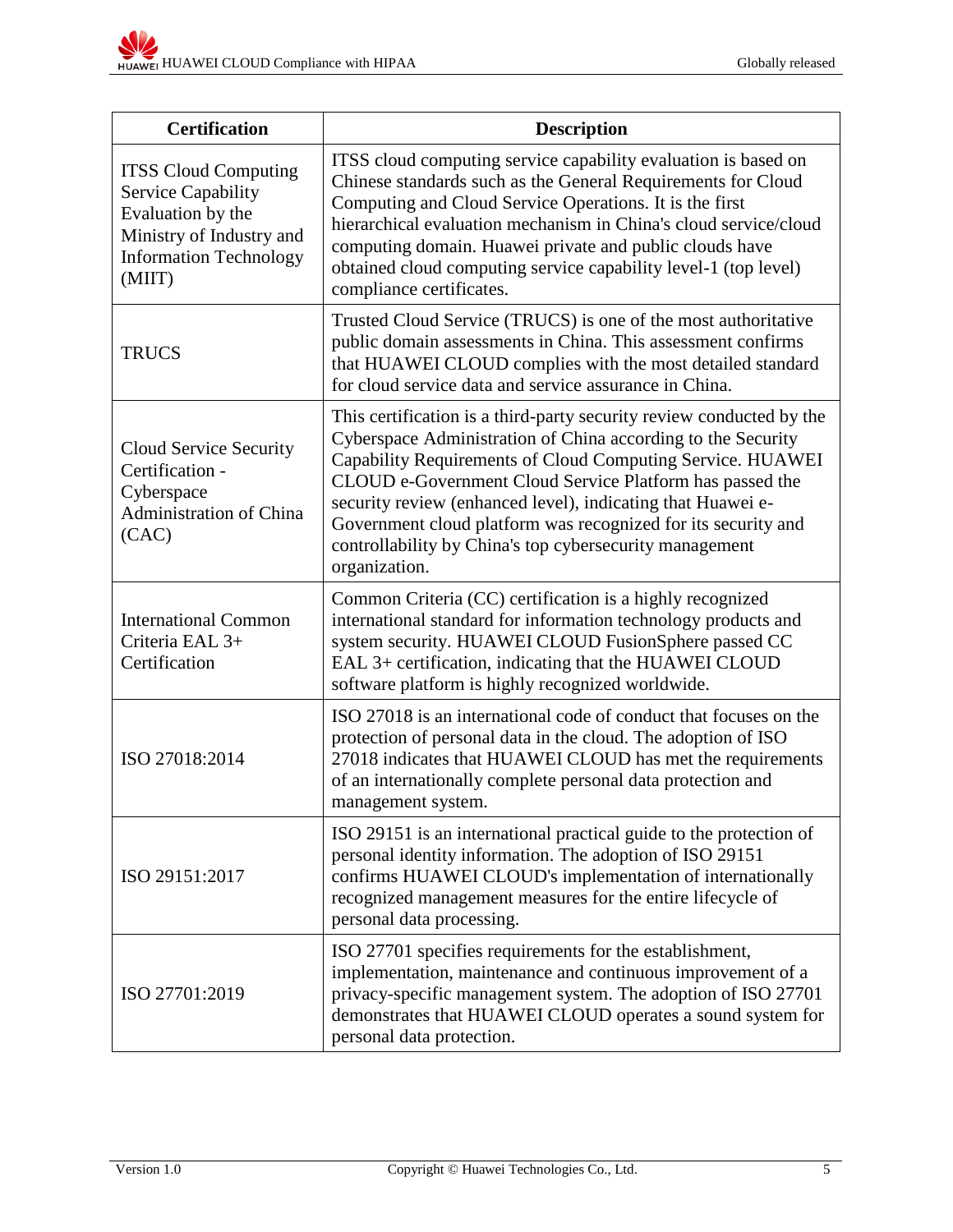| Certification | Description |
|---|---|
| ITSS Cloud Computing Service Capability Evaluation by the Ministry of Industry and Information Technology (MIIT) | ITSS cloud computing service capability evaluation is based on Chinese standards such as the General Requirements for Cloud Computing and Cloud Service Operations. It is the first hierarchical evaluation mechanism in China's cloud service/cloud computing domain. Huawei private and public clouds have obtained cloud computing service capability level-1 (top level) compliance certificates. |
| TRUCS | Trusted Cloud Service (TRUCS) is one of the most authoritative public domain assessments in China. This assessment confirms that HUAWEI CLOUD complies with the most detailed standard for cloud service data and service assurance in China. |
| Cloud Service Security Certification - Cyberspace Administration of China (CAC) | This certification is a third-party security review conducted by the Cyberspace Administration of China according to the Security Capability Requirements of Cloud Computing Service. HUAWEI CLOUD e-Government Cloud Service Platform has passed the security review (enhanced level), indicating that Huawei e-Government cloud platform was recognized for its security and controllability by China's top cybersecurity management organization. |
| International Common Criteria EAL 3+ Certification | Common Criteria (CC) certification is a highly recognized international standard for information technology products and system security. HUAWEI CLOUD FusionSphere passed CC EAL 3+ certification, indicating that the HUAWEI CLOUD software platform is highly recognized worldwide. |
| ISO 27018:2014 | ISO 27018 is an international code of conduct that focuses on the protection of personal data in the cloud. The adoption of ISO 27018 indicates that HUAWEI CLOUD has met the requirements of an internationally complete personal data protection and management system. |
| ISO 29151:2017 | ISO 29151 is an international practical guide to the protection of personal identity information. The adoption of ISO 29151 confirms HUAWEI CLOUD's implementation of internationally recognized management measures for the entire lifecycle of personal data processing. |
| ISO 27701:2019 | ISO 27701 specifies requirements for the establishment, implementation, maintenance and continuous improvement of a privacy-specific management system. The adoption of ISO 27701 demonstrates that HUAWEI CLOUD operates a sound system for personal data protection. |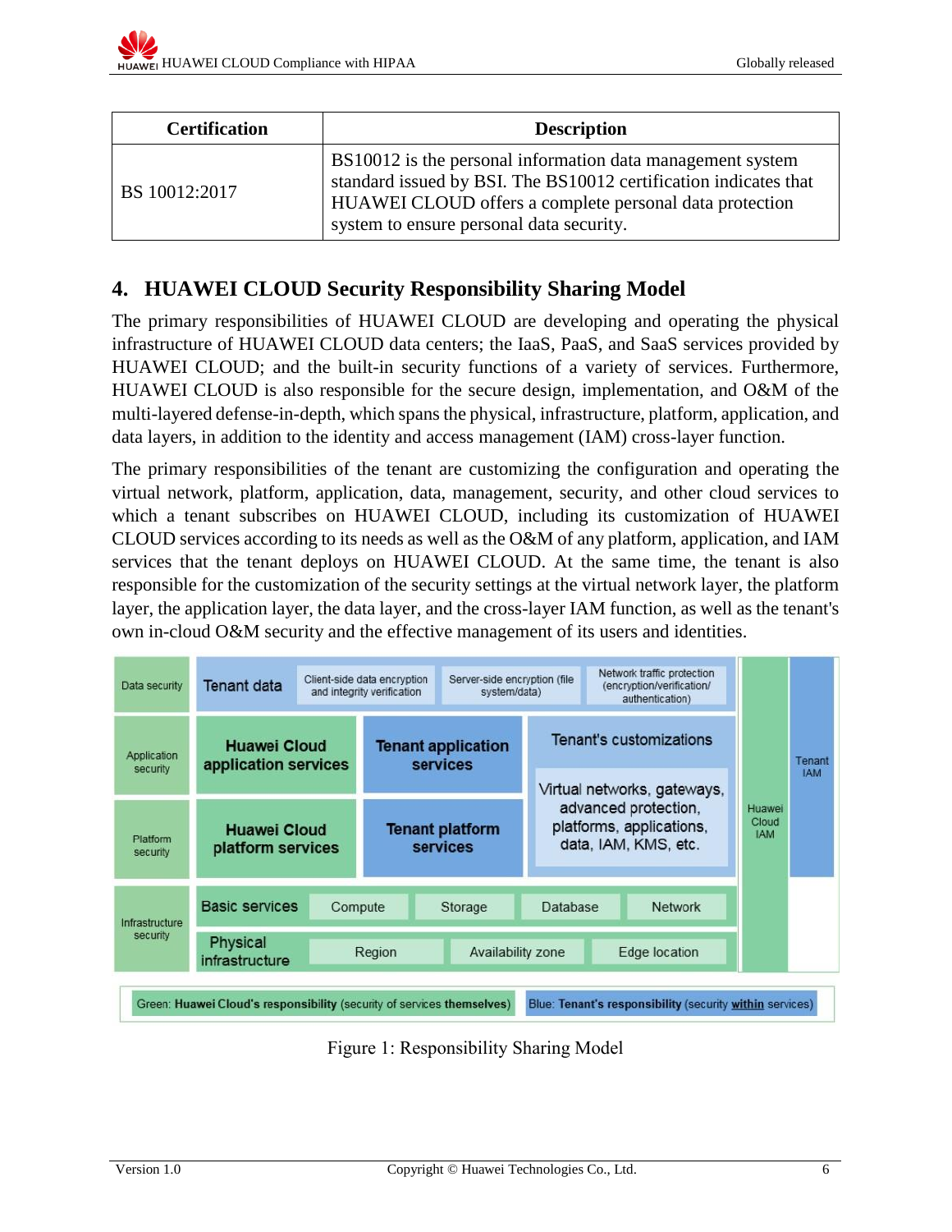| Certification | Description |
|---|---|
| BS 10012:2017 | BS10012 is the personal information data management system standard issued by BSI. The BS10012 certification indicates that HUAWEI CLOUD offers a complete personal data protection system to ensure personal data security. |

## 4. HUAWEI CLOUD Security Responsibility Sharing Model

The primary responsibilities of HUAWEI CLOUD are developing and operating the physical infrastructure of HUAWEI CLOUD data centers; the IaaS, PaaS, and SaaS services provided by HUAWEI CLOUD; and the built-in security functions of a variety of services. Furthermore, HUAWEI CLOUD is also responsible for the secure design, implementation, and O&M of the multi-layered defense-in-depth, which spans the physical, infrastructure, platform, application, and data layers, in addition to the identity and access management (IAM) cross-layer function.

The primary responsibilities of the tenant are customizing the configuration and operating the virtual network, platform, application, data, management, security, and other cloud services to which a tenant subscribes on HUAWEI CLOUD, including its customization of HUAWEI CLOUD services according to its needs as well as the O&M of any platform, application, and IAM services that the tenant deploys on HUAWEI CLOUD. At the same time, the tenant is also responsible for the customization of the security settings at the virtual network layer, the platform layer, the application layer, the data layer, and the cross-layer IAM function, as well as the tenant's own in-cloud O&M security and the effective management of its users and identities.

| | | | | | |
|---|---|---|---|---|---|
| Data security | Tenant data | Client-side data encryption and integrity verification | Server-side encryption (file system/data) | Network traffic protection (encryption/verification/ authentication) | Huawei Cloud IAM / Tenant IAM |
| Application security | Huawei Cloud application services | Tenant application services | Tenant's customizations: Virtual networks, gateways, advanced protection, platforms, applications, data, IAM, KMS, etc. | | Huawei Cloud IAM / Tenant IAM |
| Platform security | Huawei Cloud platform services | Tenant platform services | | | Huawei Cloud IAM / Tenant IAM |
| Infrastructure security | Basic services | Compute | Storage | Database, Network | Huawei Cloud IAM |
| | Physical infrastructure | Region | Availability zone | Edge location | Huawei Cloud IAM |

Green: **Huawei Cloud's responsibility** (security of services **themselves**) Blue: **Tenant's responsibility** (security **within** services)

Figure 1: Responsibility Sharing Model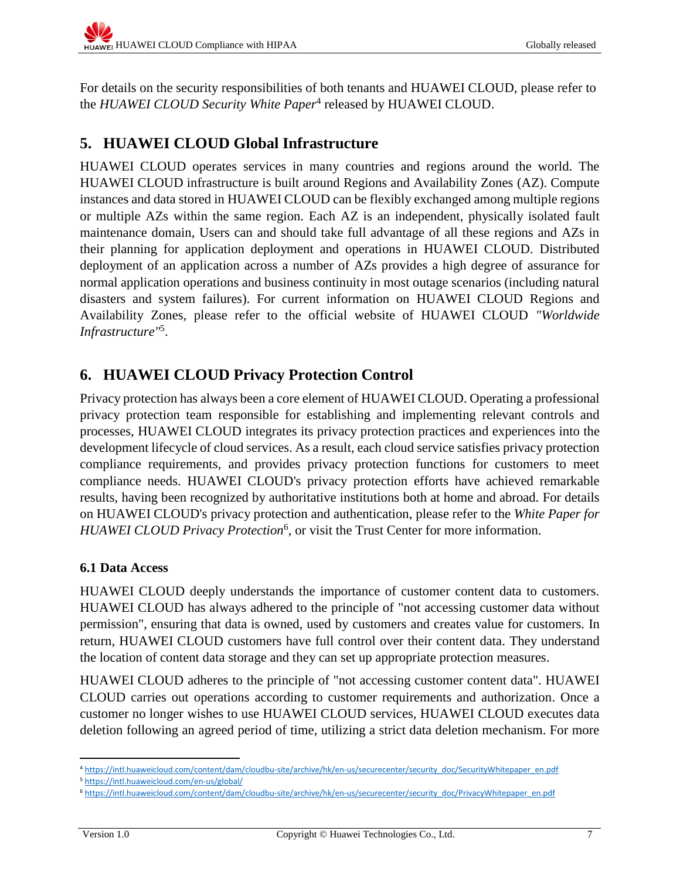For details on the security responsibilities of both tenants and HUAWEI CLOUD, please refer to the *HUAWEI CLOUD Security White Paper*[4] released by HUAWEI CLOUD.

## 5. HUAWEI CLOUD Global Infrastructure

HUAWEI CLOUD operates services in many countries and regions around the world. The HUAWEI CLOUD infrastructure is built around Regions and Availability Zones (AZ). Compute instances and data stored in HUAWEI CLOUD can be flexibly exchanged among multiple regions or multiple AZs within the same region. Each AZ is an independent, physically isolated fault maintenance domain, Users can and should take full advantage of all these regions and AZs in their planning for application deployment and operations in HUAWEI CLOUD. Distributed deployment of an application across a number of AZs provides a high degree of assurance for normal application operations and business continuity in most outage scenarios (including natural disasters and system failures). For current information on HUAWEI CLOUD Regions and Availability Zones, please refer to the official website of HUAWEI CLOUD *"Worldwide Infrastructure"*[5].

## 6. HUAWEI CLOUD Privacy Protection Control

Privacy protection has always been a core element of HUAWEI CLOUD. Operating a professional privacy protection team responsible for establishing and implementing relevant controls and processes, HUAWEI CLOUD integrates its privacy protection practices and experiences into the development lifecycle of cloud services. As a result, each cloud service satisfies privacy protection compliance requirements, and provides privacy protection functions for customers to meet compliance needs. HUAWEI CLOUD's privacy protection efforts have achieved remarkable results, having been recognized by authoritative institutions both at home and abroad. For details on HUAWEI CLOUD's privacy protection and authentication, please refer to the *White Paper for HUAWEI CLOUD Privacy Protection*[6], or visit the Trust Center for more information.

### 6.1 Data Access

HUAWEI CLOUD deeply understands the importance of customer content data to customers. HUAWEI CLOUD has always adhered to the principle of "not accessing customer data without permission", ensuring that data is owned, used by customers and creates value for customers. In return, HUAWEI CLOUD customers have full control over their content data. They understand the location of content data storage and they can set up appropriate protection measures.

HUAWEI CLOUD adheres to the principle of "not accessing customer content data". HUAWEI CLOUD carries out operations according to customer requirements and authorization. Once a customer no longer wishes to use HUAWEI CLOUD services, HUAWEI CLOUD executes data deletion following an agreed period of time, utilizing a strict data deletion mechanism. For more

---

[4] https://intl.huaweicloud.com/content/dam/cloudbu-site/archive/hk/en-us/securecenter/security_doc/SecurityWhitepaper_en.pdf

[5] https://intl.huaweicloud.com/en-us/global/

[6] https://intl.huaweicloud.com/content/dam/cloudbu-site/archive/hk/en-us/securecenter/security_doc/PrivacyWhitepaper_en.pdf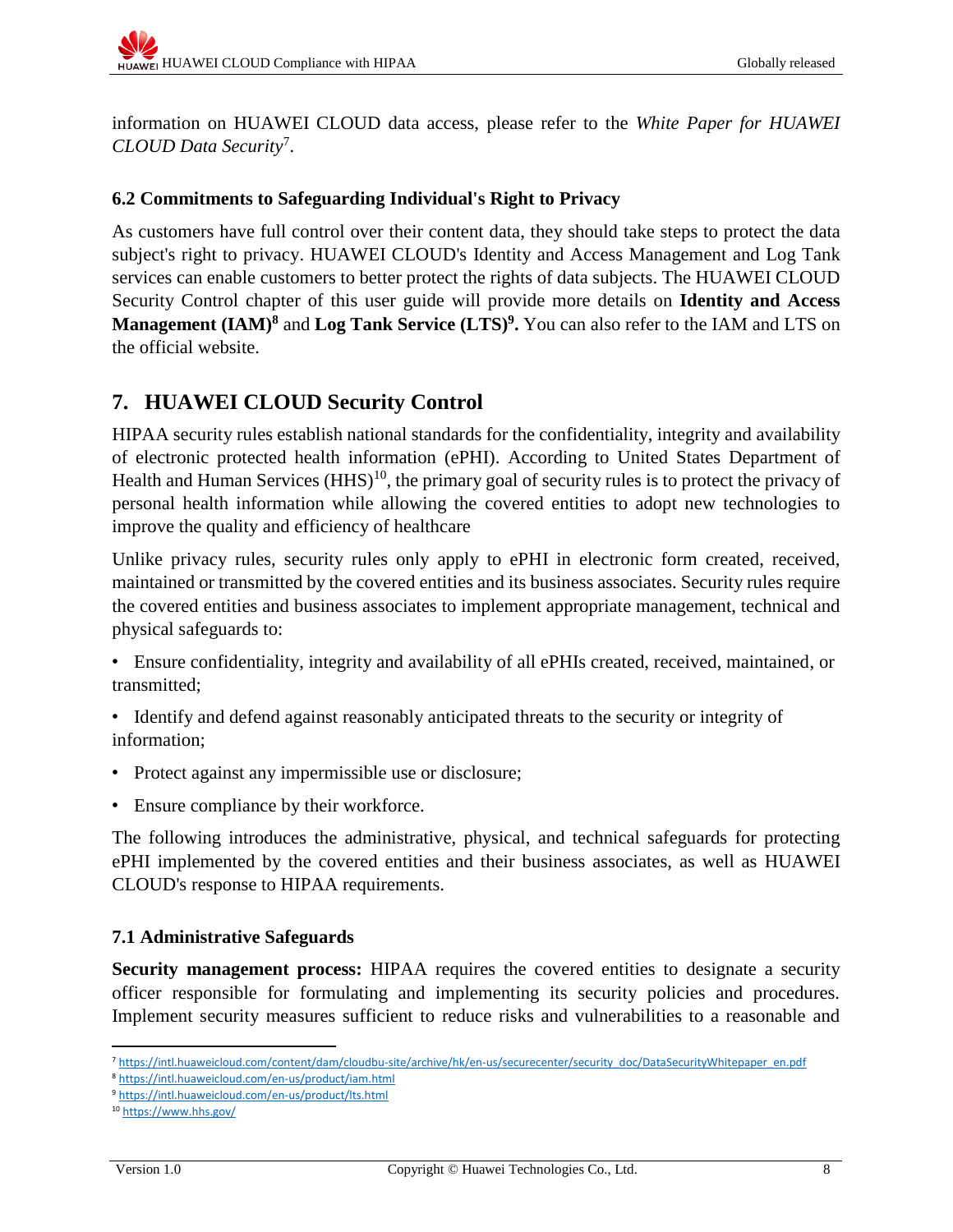information on HUAWEI CLOUD data access, please refer to the *White Paper for HUAWEI CLOUD Data Security*[7].

### 6.2 Commitments to Safeguarding Individual's Right to Privacy

As customers have full control over their content data, they should take steps to protect the data subject's right to privacy. HUAWEI CLOUD's Identity and Access Management and Log Tank services can enable customers to better protect the rights of data subjects. The HUAWEI CLOUD Security Control chapter of this user guide will provide more details on **Identity and Access Management (IAM)[8]** and **Log Tank Service (LTS)[9].** You can also refer to the IAM and LTS on the official website.

## 7. HUAWEI CLOUD Security Control

HIPAA security rules establish national standards for the confidentiality, integrity and availability of electronic protected health information (ePHI). According to United States Department of Health and Human Services (HHS)[10], the primary goal of security rules is to protect the privacy of personal health information while allowing the covered entities to adopt new technologies to improve the quality and efficiency of healthcare

Unlike privacy rules, security rules only apply to ePHI in electronic form created, received, maintained or transmitted by the covered entities and its business associates. Security rules require the covered entities and business associates to implement appropriate management, technical and physical safeguards to:

- Ensure confidentiality, integrity and availability of all ePHIs created, received, maintained, or transmitted;
- Identify and defend against reasonably anticipated threats to the security or integrity of information;
- Protect against any impermissible use or disclosure;
- Ensure compliance by their workforce.

The following introduces the administrative, physical, and technical safeguards for protecting ePHI implemented by the covered entities and their business associates, as well as HUAWEI CLOUD's response to HIPAA requirements.

### 7.1 Administrative Safeguards

**Security management process:** HIPAA requires the covered entities to designate a security officer responsible for formulating and implementing its security policies and procedures. Implement security measures sufficient to reduce risks and vulnerabilities to a reasonable and

---

[7] https://intl.huaweicloud.com/content/dam/cloudbu-site/archive/hk/en-us/securecenter/security_doc/DataSecurityWhitepaper_en.pdf

[8] https://intl.huaweicloud.com/en-us/product/iam.html

[9] https://intl.huaweicloud.com/en-us/product/lts.html

[10] https://www.hhs.gov/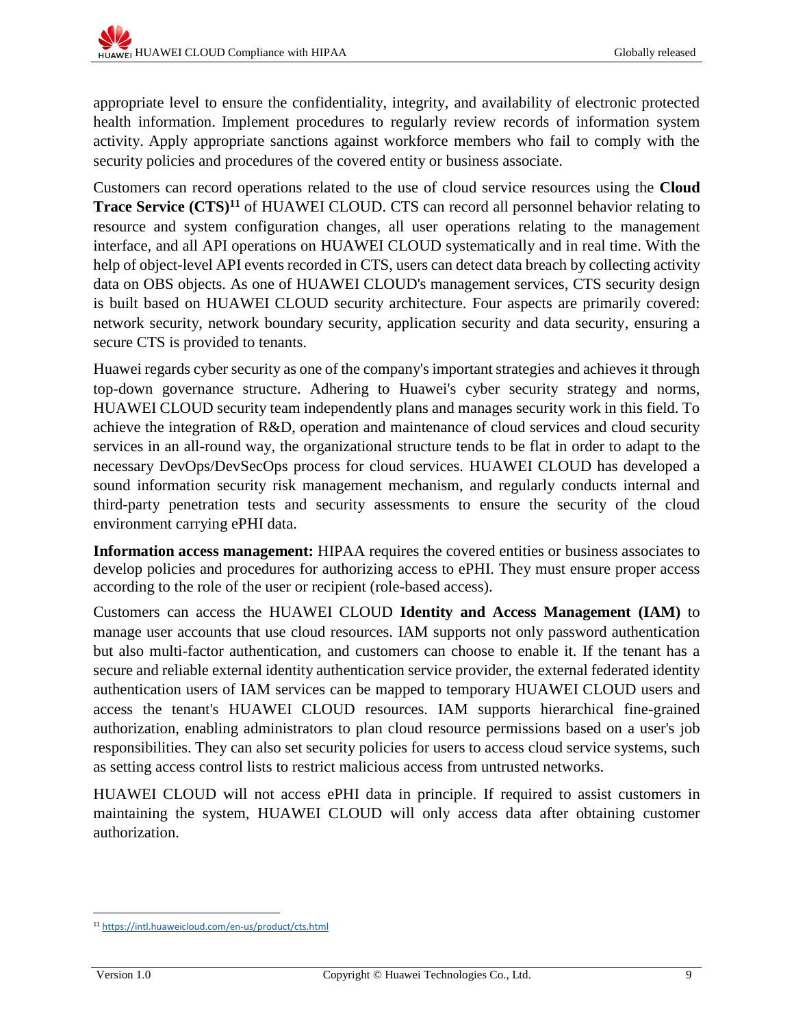appropriate level to ensure the confidentiality, integrity, and availability of electronic protected health information. Implement procedures to regularly review records of information system activity. Apply appropriate sanctions against workforce members who fail to comply with the security policies and procedures of the covered entity or business associate.

Customers can record operations related to the use of cloud service resources using the **Cloud Trace Service (CTS)**[11] of HUAWEI CLOUD. CTS can record all personnel behavior relating to resource and system configuration changes, all user operations relating to the management interface, and all API operations on HUAWEI CLOUD systematically and in real time. With the help of object-level API events recorded in CTS, users can detect data breach by collecting activity data on OBS objects. As one of HUAWEI CLOUD's management services, CTS security design is built based on HUAWEI CLOUD security architecture. Four aspects are primarily covered: network security, network boundary security, application security and data security, ensuring a secure CTS is provided to tenants.

Huawei regards cyber security as one of the company's important strategies and achieves it through top-down governance structure. Adhering to Huawei's cyber security strategy and norms, HUAWEI CLOUD security team independently plans and manages security work in this field. To achieve the integration of R&D, operation and maintenance of cloud services and cloud security services in an all-round way, the organizational structure tends to be flat in order to adapt to the necessary DevOps/DevSecOps process for cloud services. HUAWEI CLOUD has developed a sound information security risk management mechanism, and regularly conducts internal and third-party penetration tests and security assessments to ensure the security of the cloud environment carrying ePHI data.

**Information access management:** HIPAA requires the covered entities or business associates to develop policies and procedures for authorizing access to ePHI. They must ensure proper access according to the role of the user or recipient (role-based access).

Customers can access the HUAWEI CLOUD **Identity and Access Management (IAM)** to manage user accounts that use cloud resources. IAM supports not only password authentication but also multi-factor authentication, and customers can choose to enable it. If the tenant has a secure and reliable external identity authentication service provider, the external federated identity authentication users of IAM services can be mapped to temporary HUAWEI CLOUD users and access the tenant's HUAWEI CLOUD resources. IAM supports hierarchical fine-grained authorization, enabling administrators to plan cloud resource permissions based on a user's job responsibilities. They can also set security policies for users to access cloud service systems, such as setting access control lists to restrict malicious access from untrusted networks.

HUAWEI CLOUD will not access ePHI data in principle. If required to assist customers in maintaining the system, HUAWEI CLOUD will only access data after obtaining customer authorization.

---

[11] https://intl.huaweicloud.com/en-us/product/cts.html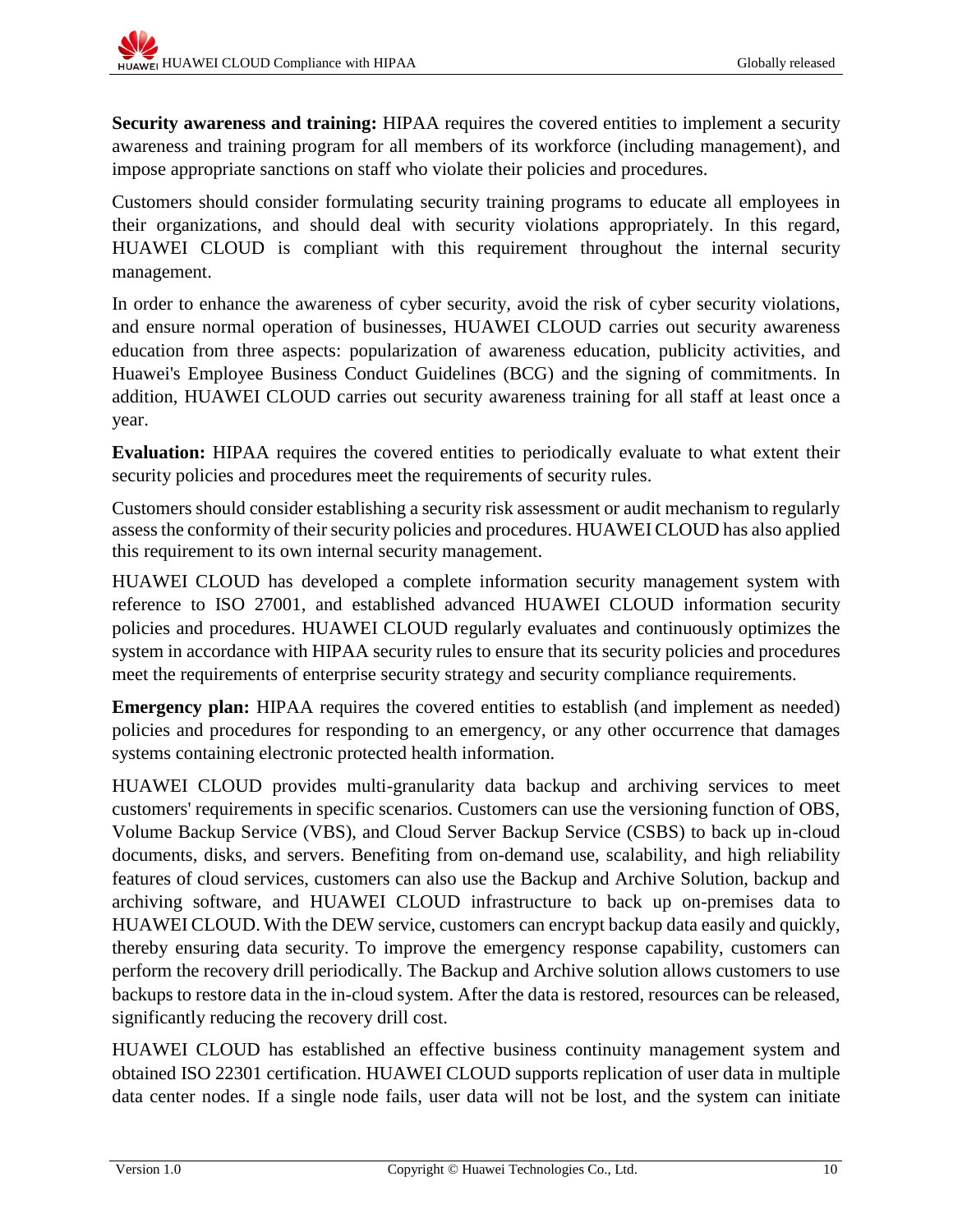**Security awareness and training:** HIPAA requires the covered entities to implement a security awareness and training program for all members of its workforce (including management), and impose appropriate sanctions on staff who violate their policies and procedures.

Customers should consider formulating security training programs to educate all employees in their organizations, and should deal with security violations appropriately. In this regard, HUAWEI CLOUD is compliant with this requirement throughout the internal security management.

In order to enhance the awareness of cyber security, avoid the risk of cyber security violations, and ensure normal operation of businesses, HUAWEI CLOUD carries out security awareness education from three aspects: popularization of awareness education, publicity activities, and Huawei's Employee Business Conduct Guidelines (BCG) and the signing of commitments. In addition, HUAWEI CLOUD carries out security awareness training for all staff at least once a year.

**Evaluation:** HIPAA requires the covered entities to periodically evaluate to what extent their security policies and procedures meet the requirements of security rules.

Customers should consider establishing a security risk assessment or audit mechanism to regularly assess the conformity of their security policies and procedures. HUAWEI CLOUD has also applied this requirement to its own internal security management.

HUAWEI CLOUD has developed a complete information security management system with reference to ISO 27001, and established advanced HUAWEI CLOUD information security policies and procedures. HUAWEI CLOUD regularly evaluates and continuously optimizes the system in accordance with HIPAA security rules to ensure that its security policies and procedures meet the requirements of enterprise security strategy and security compliance requirements.

**Emergency plan:** HIPAA requires the covered entities to establish (and implement as needed) policies and procedures for responding to an emergency, or any other occurrence that damages systems containing electronic protected health information.

HUAWEI CLOUD provides multi-granularity data backup and archiving services to meet customers' requirements in specific scenarios. Customers can use the versioning function of OBS, Volume Backup Service (VBS), and Cloud Server Backup Service (CSBS) to back up in-cloud documents, disks, and servers. Benefiting from on-demand use, scalability, and high reliability features of cloud services, customers can also use the Backup and Archive Solution, backup and archiving software, and HUAWEI CLOUD infrastructure to back up on-premises data to HUAWEI CLOUD. With the DEW service, customers can encrypt backup data easily and quickly, thereby ensuring data security. To improve the emergency response capability, customers can perform the recovery drill periodically. The Backup and Archive solution allows customers to use backups to restore data in the in-cloud system. After the data is restored, resources can be released, significantly reducing the recovery drill cost.

HUAWEI CLOUD has established an effective business continuity management system and obtained ISO 22301 certification. HUAWEI CLOUD supports replication of user data in multiple data center nodes. If a single node fails, user data will not be lost, and the system can initiate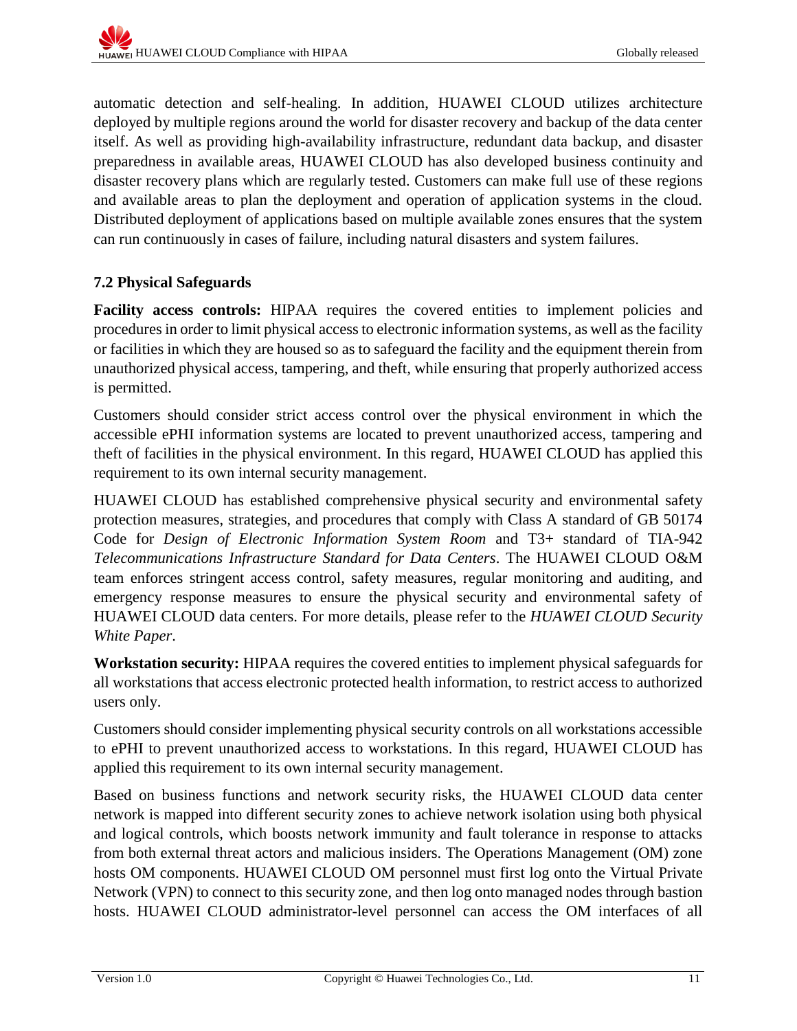automatic detection and self-healing. In addition, HUAWEI CLOUD utilizes architecture deployed by multiple regions around the world for disaster recovery and backup of the data center itself. As well as providing high-availability infrastructure, redundant data backup, and disaster preparedness in available areas, HUAWEI CLOUD has also developed business continuity and disaster recovery plans which are regularly tested. Customers can make full use of these regions and available areas to plan the deployment and operation of application systems in the cloud. Distributed deployment of applications based on multiple available zones ensures that the system can run continuously in cases of failure, including natural disasters and system failures.

### 7.2 Physical Safeguards

**Facility access controls:** HIPAA requires the covered entities to implement policies and procedures in order to limit physical access to electronic information systems, as well as the facility or facilities in which they are housed so as to safeguard the facility and the equipment therein from unauthorized physical access, tampering, and theft, while ensuring that properly authorized access is permitted.

Customers should consider strict access control over the physical environment in which the accessible ePHI information systems are located to prevent unauthorized access, tampering and theft of facilities in the physical environment. In this regard, HUAWEI CLOUD has applied this requirement to its own internal security management.

HUAWEI CLOUD has established comprehensive physical security and environmental safety protection measures, strategies, and procedures that comply with Class A standard of GB 50174 Code for *Design of Electronic Information System Room* and T3+ standard of TIA-942 *Telecommunications Infrastructure Standard for Data Centers*. The HUAWEI CLOUD O&M team enforces stringent access control, safety measures, regular monitoring and auditing, and emergency response measures to ensure the physical security and environmental safety of HUAWEI CLOUD data centers. For more details, please refer to the *HUAWEI CLOUD Security White Paper*.

**Workstation security:** HIPAA requires the covered entities to implement physical safeguards for all workstations that access electronic protected health information, to restrict access to authorized users only.

Customers should consider implementing physical security controls on all workstations accessible to ePHI to prevent unauthorized access to workstations. In this regard, HUAWEI CLOUD has applied this requirement to its own internal security management.

Based on business functions and network security risks, the HUAWEI CLOUD data center network is mapped into different security zones to achieve network isolation using both physical and logical controls, which boosts network immunity and fault tolerance in response to attacks from both external threat actors and malicious insiders. The Operations Management (OM) zone hosts OM components. HUAWEI CLOUD OM personnel must first log onto the Virtual Private Network (VPN) to connect to this security zone, and then log onto managed nodes through bastion hosts. HUAWEI CLOUD administrator-level personnel can access the OM interfaces of all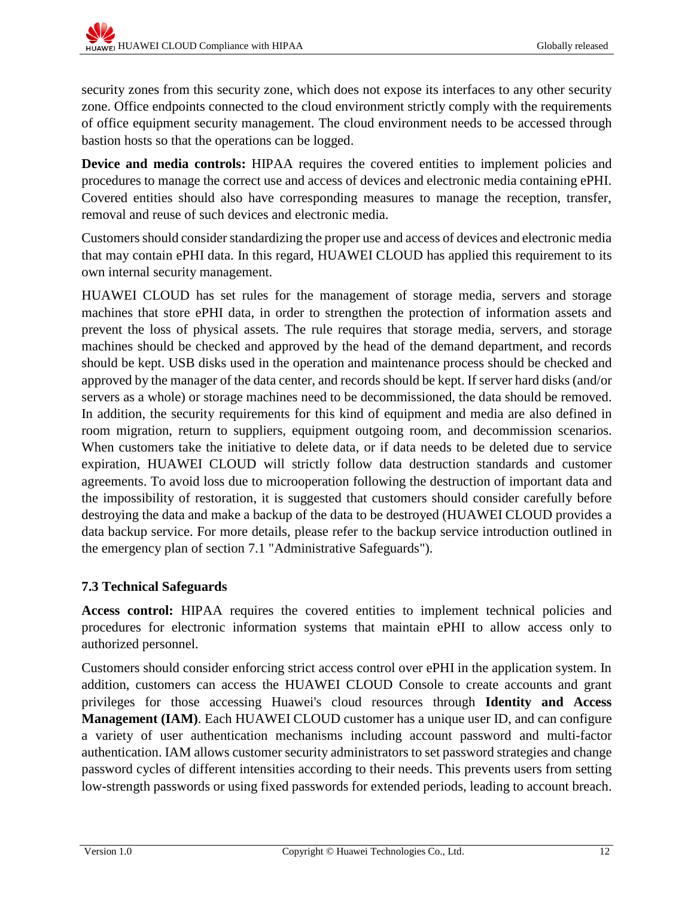security zones from this security zone, which does not expose its interfaces to any other security zone. Office endpoints connected to the cloud environment strictly comply with the requirements of office equipment security management. The cloud environment needs to be accessed through bastion hosts so that the operations can be logged.

**Device and media controls:** HIPAA requires the covered entities to implement policies and procedures to manage the correct use and access of devices and electronic media containing ePHI. Covered entities should also have corresponding measures to manage the reception, transfer, removal and reuse of such devices and electronic media.

Customers should consider standardizing the proper use and access of devices and electronic media that may contain ePHI data. In this regard, HUAWEI CLOUD has applied this requirement to its own internal security management.

HUAWEI CLOUD has set rules for the management of storage media, servers and storage machines that store ePHI data, in order to strengthen the protection of information assets and prevent the loss of physical assets. The rule requires that storage media, servers, and storage machines should be checked and approved by the head of the demand department, and records should be kept. USB disks used in the operation and maintenance process should be checked and approved by the manager of the data center, and records should be kept. If server hard disks (and/or servers as a whole) or storage machines need to be decommissioned, the data should be removed. In addition, the security requirements for this kind of equipment and media are also defined in room migration, return to suppliers, equipment outgoing room, and decommission scenarios. When customers take the initiative to delete data, or if data needs to be deleted due to service expiration, HUAWEI CLOUD will strictly follow data destruction standards and customer agreements. To avoid loss due to microoperation following the destruction of important data and the impossibility of restoration, it is suggested that customers should consider carefully before destroying the data and make a backup of the data to be destroyed (HUAWEI CLOUD provides a data backup service. For more details, please refer to the backup service introduction outlined in the emergency plan of section 7.1 "Administrative Safeguards").

### 7.3 Technical Safeguards

**Access control:** HIPAA requires the covered entities to implement technical policies and procedures for electronic information systems that maintain ePHI to allow access only to authorized personnel.

Customers should consider enforcing strict access control over ePHI in the application system. In addition, customers can access the HUAWEI CLOUD Console to create accounts and grant privileges for those accessing Huawei's cloud resources through **Identity and Access Management (IAM)**. Each HUAWEI CLOUD customer has a unique user ID, and can configure a variety of user authentication mechanisms including account password and multi-factor authentication. IAM allows customer security administrators to set password strategies and change password cycles of different intensities according to their needs. This prevents users from setting low-strength passwords or using fixed passwords for extended periods, leading to account breach.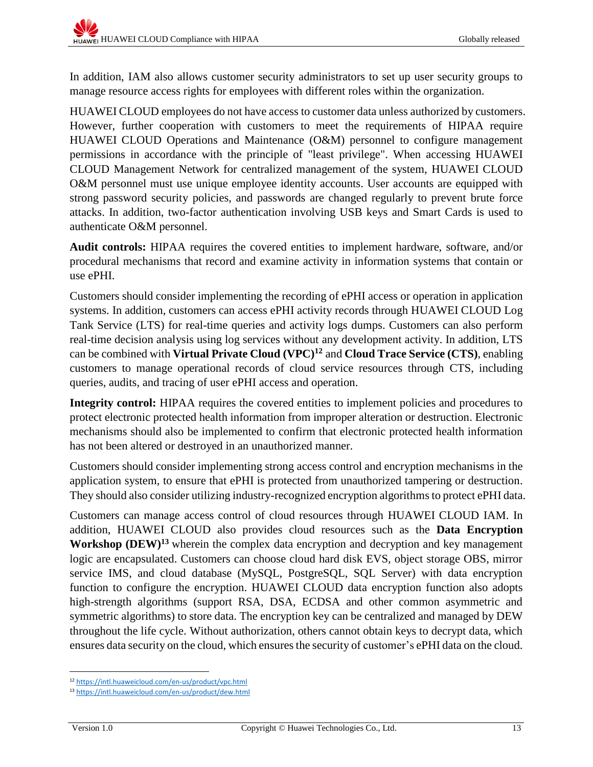In addition, IAM also allows customer security administrators to set up user security groups to manage resource access rights for employees with different roles within the organization.

HUAWEI CLOUD employees do not have access to customer data unless authorized by customers. However, further cooperation with customers to meet the requirements of HIPAA require HUAWEI CLOUD Operations and Maintenance (O&M) personnel to configure management permissions in accordance with the principle of "least privilege". When accessing HUAWEI CLOUD Management Network for centralized management of the system, HUAWEI CLOUD O&M personnel must use unique employee identity accounts. User accounts are equipped with strong password security policies, and passwords are changed regularly to prevent brute force attacks. In addition, two-factor authentication involving USB keys and Smart Cards is used to authenticate O&M personnel.

**Audit controls:** HIPAA requires the covered entities to implement hardware, software, and/or procedural mechanisms that record and examine activity in information systems that contain or use ePHI.

Customers should consider implementing the recording of ePHI access or operation in application systems. In addition, customers can access ePHI activity records through HUAWEI CLOUD Log Tank Service (LTS) for real-time queries and activity logs dumps. Customers can also perform real-time decision analysis using log services without any development activity. In addition, LTS can be combined with **Virtual Private Cloud (VPC)**[12] and **Cloud Trace Service (CTS)**, enabling customers to manage operational records of cloud service resources through CTS, including queries, audits, and tracing of user ePHI access and operation.

**Integrity control:** HIPAA requires the covered entities to implement policies and procedures to protect electronic protected health information from improper alteration or destruction. Electronic mechanisms should also be implemented to confirm that electronic protected health information has not been altered or destroyed in an unauthorized manner.

Customers should consider implementing strong access control and encryption mechanisms in the application system, to ensure that ePHI is protected from unauthorized tampering or destruction. They should also consider utilizing industry-recognized encryption algorithms to protect ePHI data.

Customers can manage access control of cloud resources through HUAWEI CLOUD IAM. In addition, HUAWEI CLOUD also provides cloud resources such as the **Data Encryption Workshop (DEW)**[13] wherein the complex data encryption and decryption and key management logic are encapsulated. Customers can choose cloud hard disk EVS, object storage OBS, mirror service IMS, and cloud database (MySQL, PostgreSQL, SQL Server) with data encryption function to configure the encryption. HUAWEI CLOUD data encryption function also adopts high-strength algorithms (support RSA, DSA, ECDSA and other common asymmetric and symmetric algorithms) to store data. The encryption key can be centralized and managed by DEW throughout the life cycle. Without authorization, others cannot obtain keys to decrypt data, which ensures data security on the cloud, which ensures the security of customer's ePHI data on the cloud.

[12] https://intl.huaweicloud.com/en-us/product/vpc.html

[13] https://intl.huaweicloud.com/en-us/product/dew.html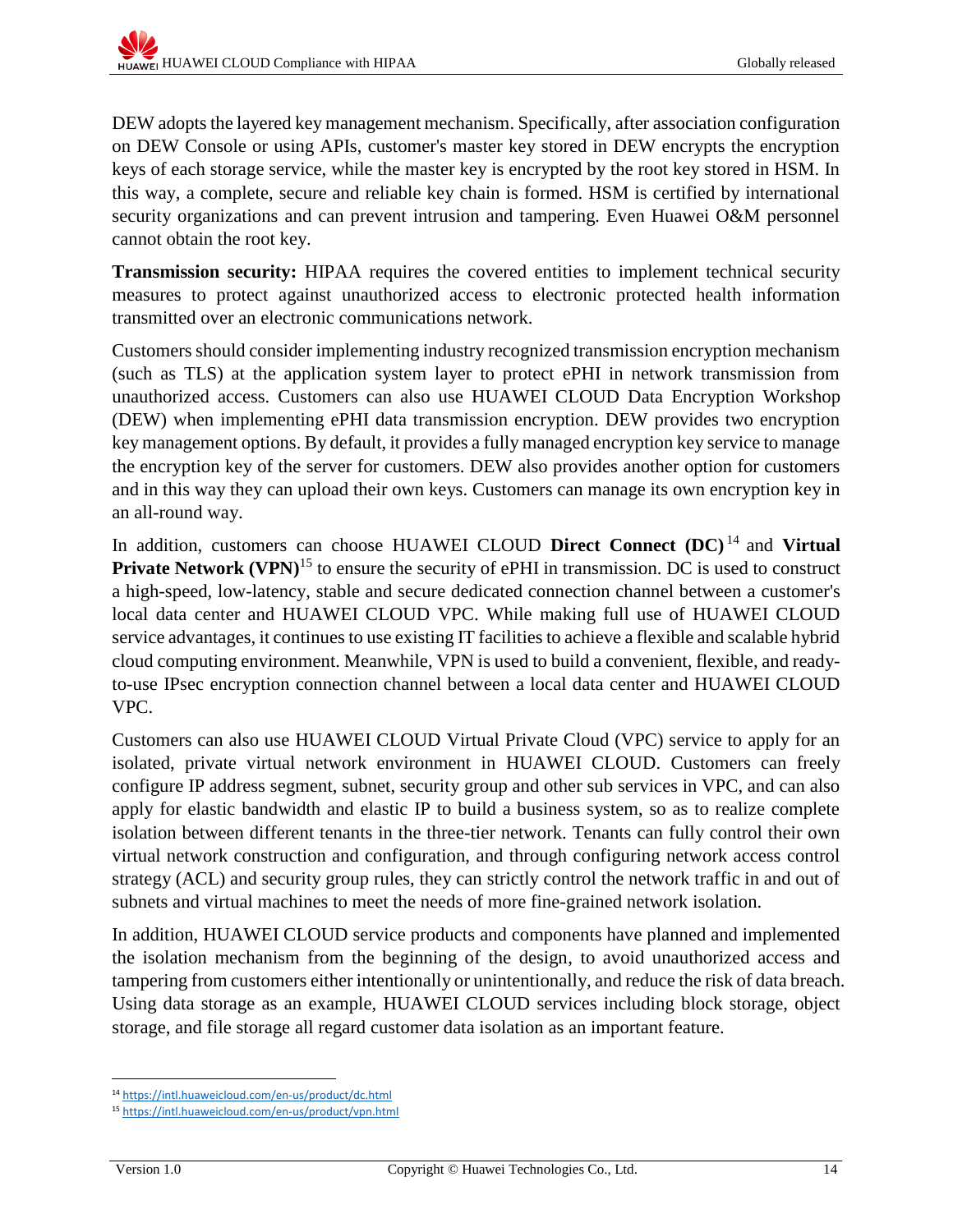DEW adopts the layered key management mechanism. Specifically, after association configuration on DEW Console or using APIs, customer's master key stored in DEW encrypts the encryption keys of each storage service, while the master key is encrypted by the root key stored in HSM. In this way, a complete, secure and reliable key chain is formed. HSM is certified by international security organizations and can prevent intrusion and tampering. Even Huawei O&M personnel cannot obtain the root key.

**Transmission security:** HIPAA requires the covered entities to implement technical security measures to protect against unauthorized access to electronic protected health information transmitted over an electronic communications network.

Customers should consider implementing industry recognized transmission encryption mechanism (such as TLS) at the application system layer to protect ePHI in network transmission from unauthorized access. Customers can also use HUAWEI CLOUD Data Encryption Workshop (DEW) when implementing ePHI data transmission encryption. DEW provides two encryption key management options. By default, it provides a fully managed encryption key service to manage the encryption key of the server for customers. DEW also provides another option for customers and in this way they can upload their own keys. Customers can manage its own encryption key in an all-round way.

In addition, customers can choose HUAWEI CLOUD **Direct Connect (DC)**[14] and **Virtual Private Network (VPN)**[15] to ensure the security of ePHI in transmission. DC is used to construct a high-speed, low-latency, stable and secure dedicated connection channel between a customer's local data center and HUAWEI CLOUD VPC. While making full use of HUAWEI CLOUD service advantages, it continues to use existing IT facilities to achieve a flexible and scalable hybrid cloud computing environment. Meanwhile, VPN is used to build a convenient, flexible, and ready-to-use IPsec encryption connection channel between a local data center and HUAWEI CLOUD VPC.

Customers can also use HUAWEI CLOUD Virtual Private Cloud (VPC) service to apply for an isolated, private virtual network environment in HUAWEI CLOUD. Customers can freely configure IP address segment, subnet, security group and other sub services in VPC, and can also apply for elastic bandwidth and elastic IP to build a business system, so as to realize complete isolation between different tenants in the three-tier network. Tenants can fully control their own virtual network construction and configuration, and through configuring network access control strategy (ACL) and security group rules, they can strictly control the network traffic in and out of subnets and virtual machines to meet the needs of more fine-grained network isolation.

In addition, HUAWEI CLOUD service products and components have planned and implemented the isolation mechanism from the beginning of the design, to avoid unauthorized access and tampering from customers either intentionally or unintentionally, and reduce the risk of data breach. Using data storage as an example, HUAWEI CLOUD services including block storage, object storage, and file storage all regard customer data isolation as an important feature.

---

[14] https://intl.huaweicloud.com/en-us/product/dc.html

[15] https://intl.huaweicloud.com/en-us/product/vpn.html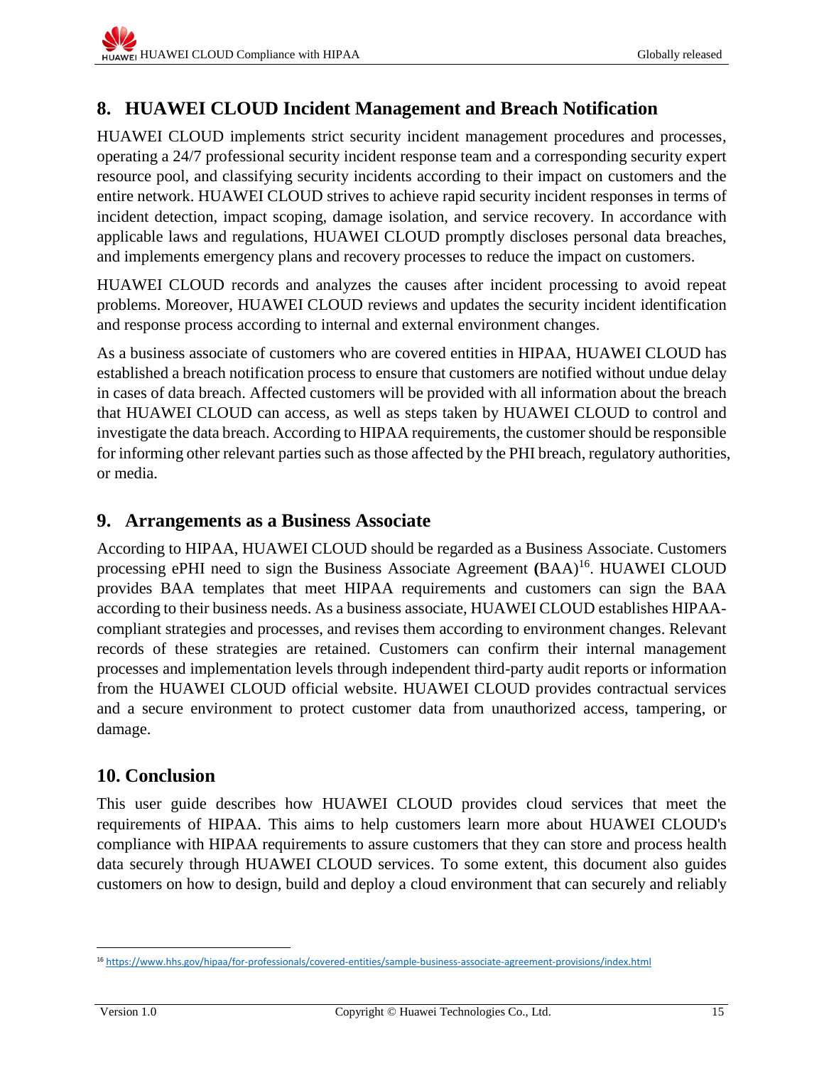# 8. HUAWEI CLOUD Incident Management and Breach Notification

HUAWEI CLOUD implements strict security incident management procedures and processes, operating a 24/7 professional security incident response team and a corresponding security expert resource pool, and classifying security incidents according to their impact on customers and the entire network. HUAWEI CLOUD strives to achieve rapid security incident responses in terms of incident detection, impact scoping, damage isolation, and service recovery. In accordance with applicable laws and regulations, HUAWEI CLOUD promptly discloses personal data breaches, and implements emergency plans and recovery processes to reduce the impact on customers.

HUAWEI CLOUD records and analyzes the causes after incident processing to avoid repeat problems. Moreover, HUAWEI CLOUD reviews and updates the security incident identification and response process according to internal and external environment changes.

As a business associate of customers who are covered entities in HIPAA, HUAWEI CLOUD has established a breach notification process to ensure that customers are notified without undue delay in cases of data breach. Affected customers will be provided with all information about the breach that HUAWEI CLOUD can access, as well as steps taken by HUAWEI CLOUD to control and investigate the data breach. According to HIPAA requirements, the customer should be responsible for informing other relevant parties such as those affected by the PHI breach, regulatory authorities, or media.

# 9. Arrangements as a Business Associate

According to HIPAA, HUAWEI CLOUD should be regarded as a Business Associate. Customers processing ePHI need to sign the Business Associate Agreement **(**BAA)[16]. HUAWEI CLOUD provides BAA templates that meet HIPAA requirements and customers can sign the BAA according to their business needs. As a business associate, HUAWEI CLOUD establishes HIPAA-compliant strategies and processes, and revises them according to environment changes. Relevant records of these strategies are retained. Customers can confirm their internal management processes and implementation levels through independent third-party audit reports or information from the HUAWEI CLOUD official website. HUAWEI CLOUD provides contractual services and a secure environment to protect customer data from unauthorized access, tampering, or damage.

# 10. Conclusion

This user guide describes how HUAWEI CLOUD provides cloud services that meet the requirements of HIPAA. This aims to help customers learn more about HUAWEI CLOUD's compliance with HIPAA requirements to assure customers that they can store and process health data securely through HUAWEI CLOUD services. To some extent, this document also guides customers on how to design, build and deploy a cloud environment that can securely and reliably

---

[16] https://www.hhs.gov/hipaa/for-professionals/covered-entities/sample-business-associate-agreement-provisions/index.html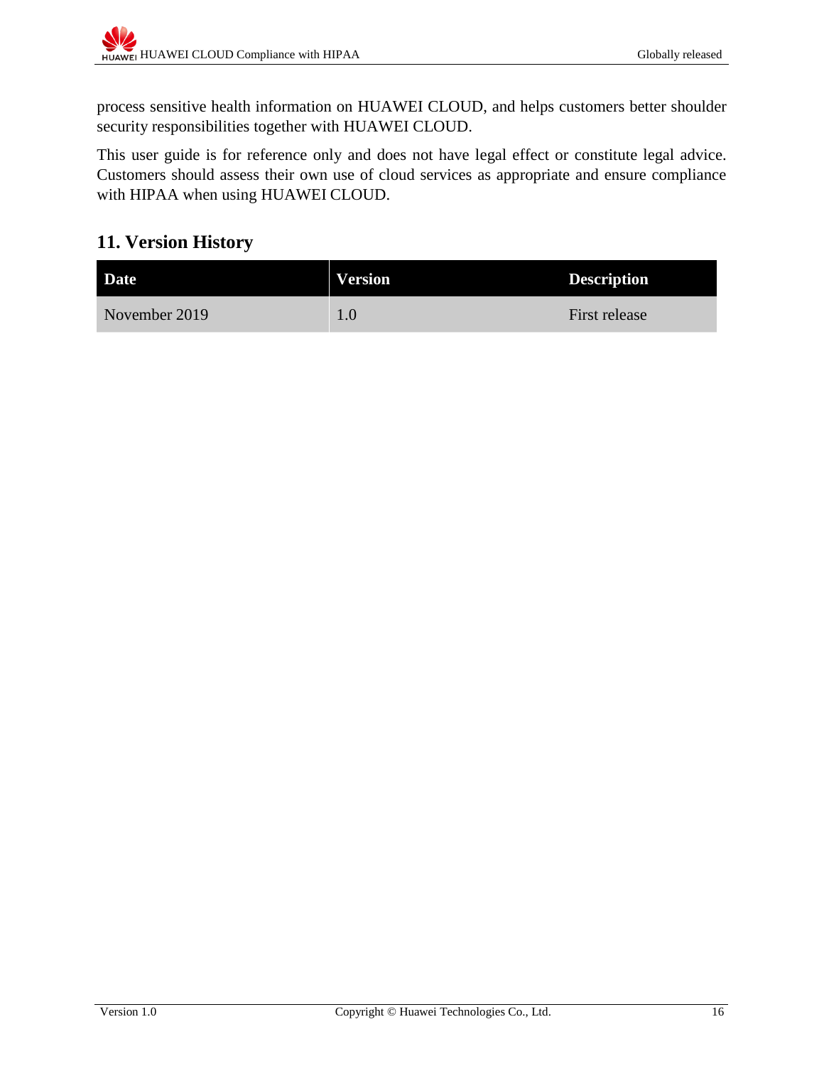process sensitive health information on HUAWEI CLOUD, and helps customers better shoulder security responsibilities together with HUAWEI CLOUD.

This user guide is for reference only and does not have legal effect or constitute legal advice. Customers should assess their own use of cloud services as appropriate and ensure compliance with HIPAA when using HUAWEI CLOUD.

## 11. Version History

| Date | Version | Description |
| --- | --- | --- |
| November 2019 | 1.0 | First release |